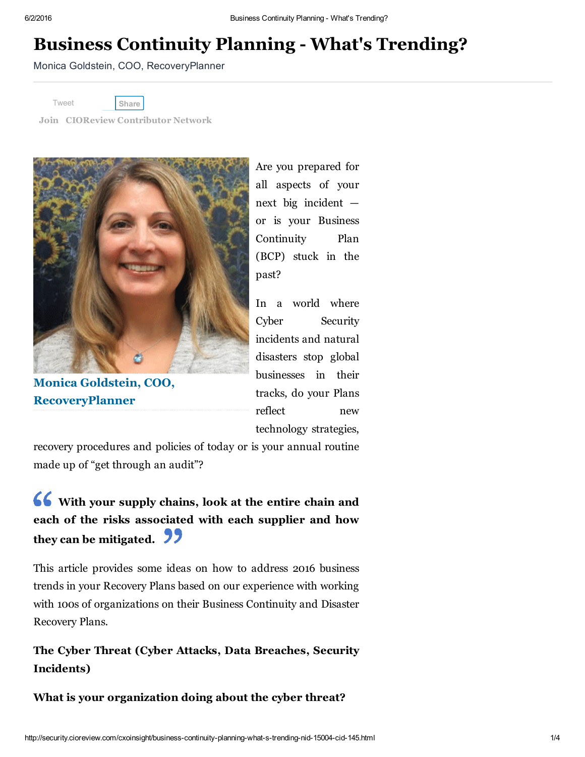# Business Continuity Planning - What's Trending?

Monica Goldstein, COO, RecoveryPlanner

Tweet Share

Join CIOReview Contributor Network

**Monica Goldstein, COO, RecoveryPlanner**

Are you prepared for all aspects of your next big incident — or is your Business Continuity Plan (BCP) stuck in the past?

In a world where Cyber Security incidents and natural disasters stop global businesses in their tracks, do your Plans reflect new technology strategies, recovery procedures and policies of today or is your annual routine made up of "get through an audit"?

> **With your supply chains, look at the entire chain and each of the risks associated with each supplier and how they can be mitigated.**

This article provides some ideas on how to address 2016 business trends in your Recovery Plans based on our experience with working with 100s of organizations on their Business Continuity and Disaster Recovery Plans.

### The Cyber Threat (Cyber Attacks, Data Breaches, Security Incidents)

#### What is your organization doing about the cyber threat?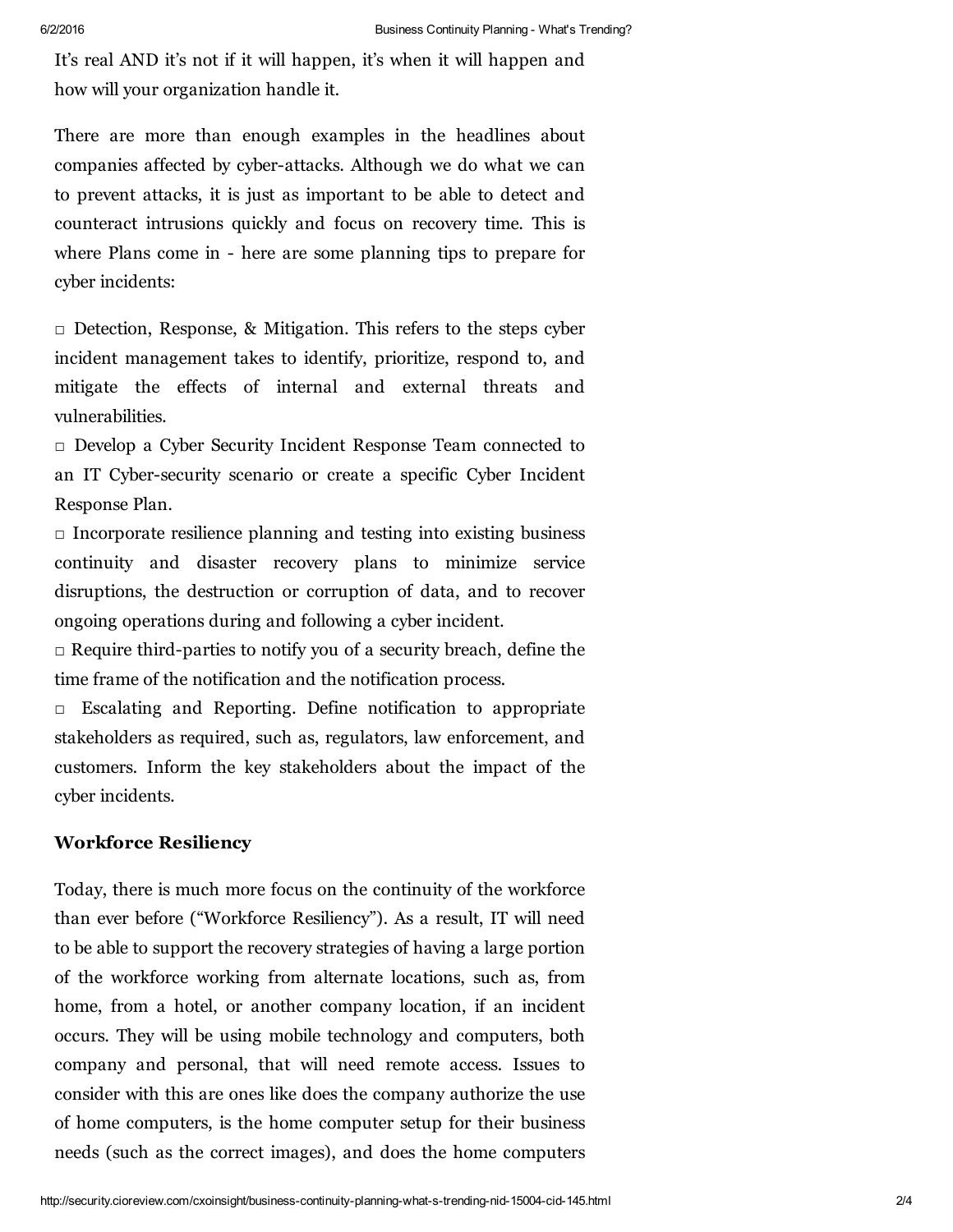It's real AND it's not if it will happen, it's when it will happen and how will your organization handle it.

There are more than enough examples in the headlines about companies affected by cyber-attacks. Although we do what we can to prevent attacks, it is just as important to be able to detect and counteract intrusions quickly and focus on recovery time. This is where Plans come in - here are some planning tips to prepare for cyber incidents:

- Detection, Response, & Mitigation. This refers to the steps cyber incident management takes to identify, prioritize, respond to, and mitigate the effects of internal and external threats and vulnerabilities.
- Develop a Cyber Security Incident Response Team connected to an IT Cyber-security scenario or create a specific Cyber Incident Response Plan.
- Incorporate resilience planning and testing into existing business continuity and disaster recovery plans to minimize service disruptions, the destruction or corruption of data, and to recover ongoing operations during and following a cyber incident.
- Require third-parties to notify you of a security breach, define the time frame of the notification and the notification process.
- Escalating and Reporting. Define notification to appropriate stakeholders as required, such as, regulators, law enforcement, and customers. Inform the key stakeholders about the impact of the cyber incidents.

### Workforce Resiliency

Today, there is much more focus on the continuity of the workforce than ever before ("Workforce Resiliency"). As a result, IT will need to be able to support the recovery strategies of having a large portion of the workforce working from alternate locations, such as, from home, from a hotel, or another company location, if an incident occurs. They will be using mobile technology and computers, both company and personal, that will need remote access. Issues to consider with this are ones like does the company authorize the use of home computers, is the home computer setup for their business needs (such as the correct images), and does the home computers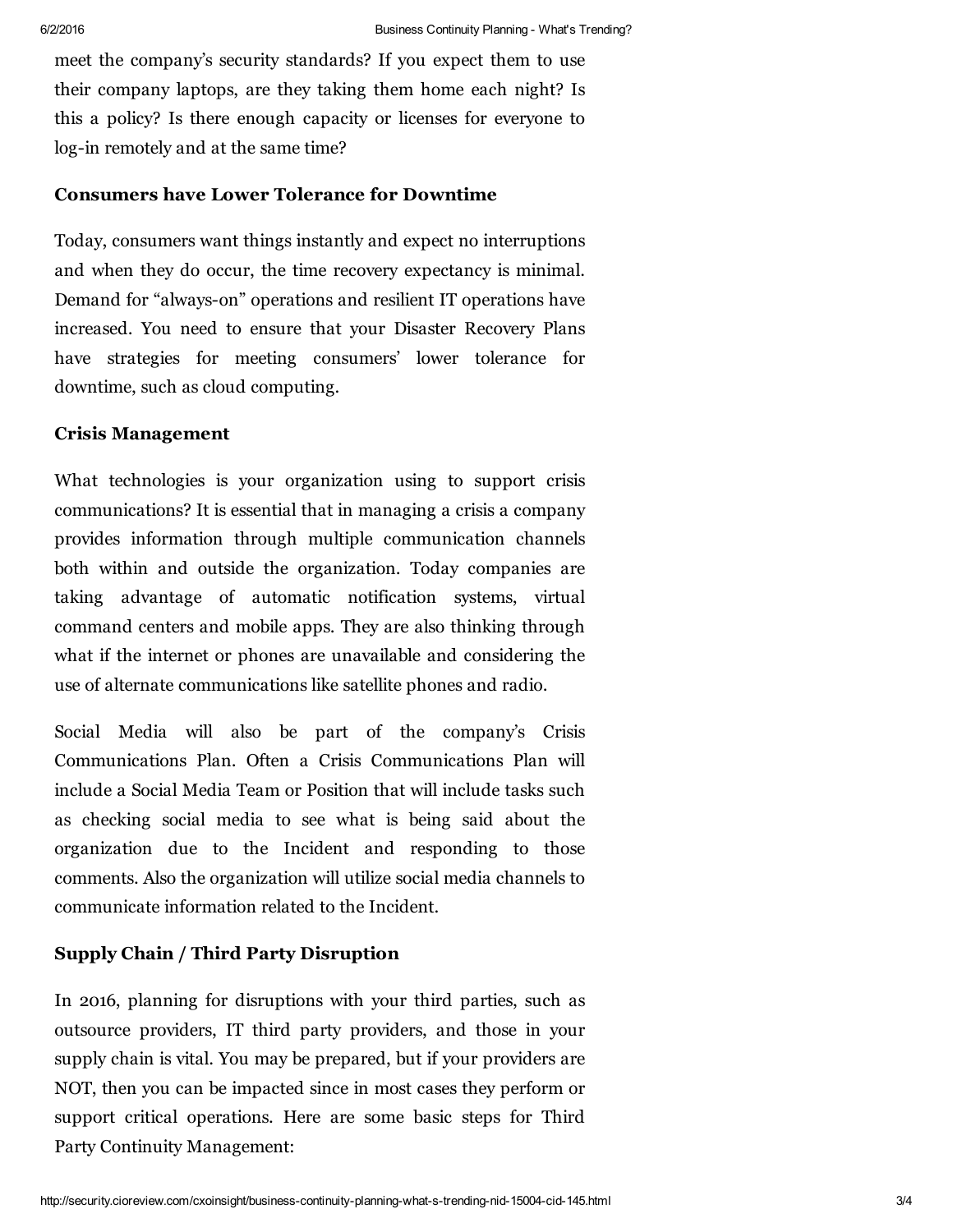meet the company's security standards? If you expect them to use their company laptops, are they taking them home each night? Is this a policy? Is there enough capacity or licenses for everyone to log-in remotely and at the same time?

### Consumers have Lower Tolerance for Downtime

Today, consumers want things instantly and expect no interruptions and when they do occur, the time recovery expectancy is minimal. Demand for "always-on" operations and resilient IT operations have increased. You need to ensure that your Disaster Recovery Plans have strategies for meeting consumers' lower tolerance for downtime, such as cloud computing.

### Crisis Management

What technologies is your organization using to support crisis communications? It is essential that in managing a crisis a company provides information through multiple communication channels both within and outside the organization. Today companies are taking advantage of automatic notification systems, virtual command centers and mobile apps. They are also thinking through what if the internet or phones are unavailable and considering the use of alternate communications like satellite phones and radio.

Social Media will also be part of the company's Crisis Communications Plan. Often a Crisis Communications Plan will include a Social Media Team or Position that will include tasks such as checking social media to see what is being said about the organization due to the Incident and responding to those comments. Also the organization will utilize social media channels to communicate information related to the Incident.

### Supply Chain / Third Party Disruption

In 2016, planning for disruptions with your third parties, such as outsource providers, IT third party providers, and those in your supply chain is vital. You may be prepared, but if your providers are NOT, then you can be impacted since in most cases they perform or support critical operations. Here are some basic steps for Third Party Continuity Management: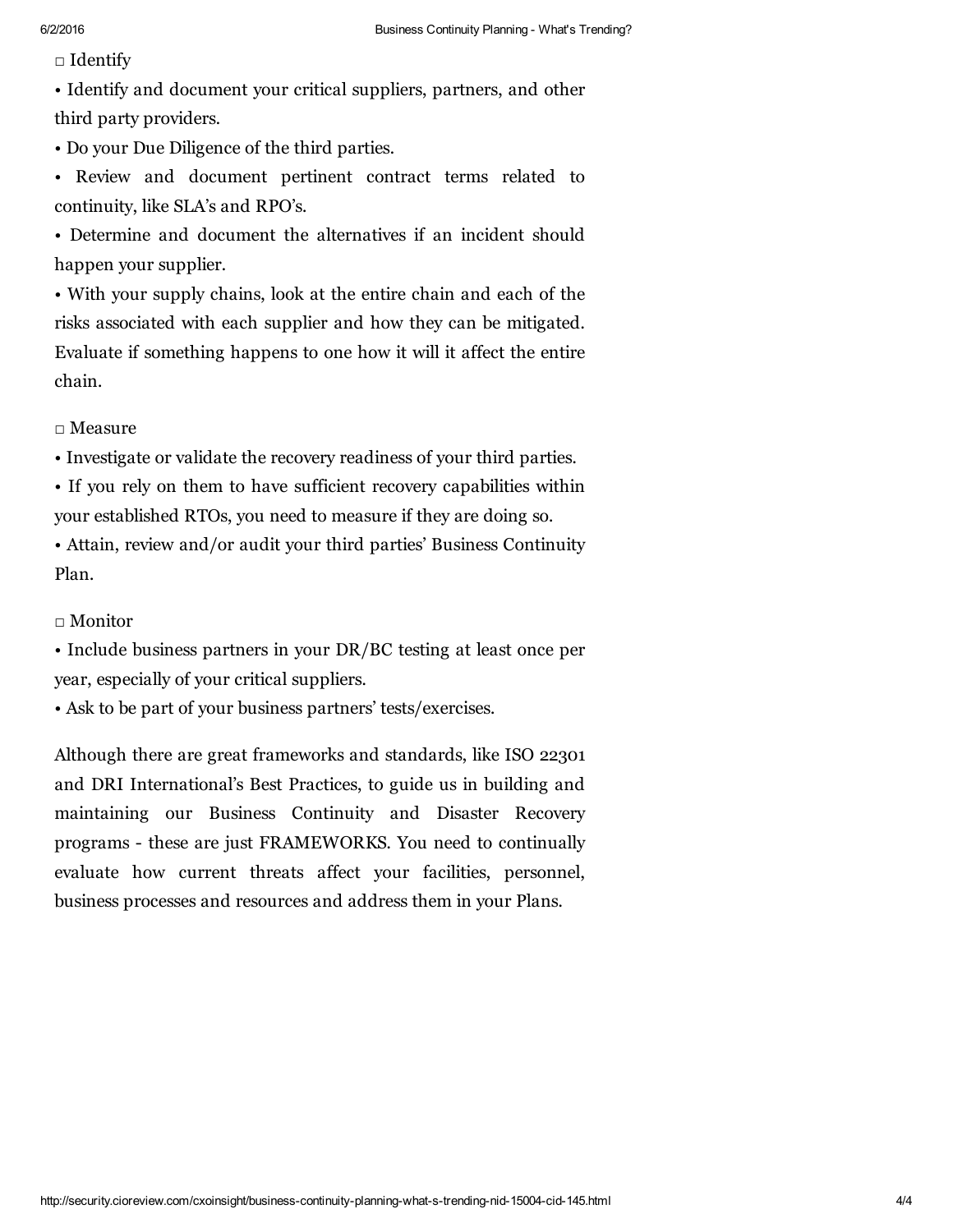□ Identify

- Identify and document your critical suppliers, partners, and other third party providers.
- Do your Due Diligence of the third parties.
- Review and document pertinent contract terms related to continuity, like SLA's and RPO's.
- Determine and document the alternatives if an incident should happen your supplier.
- With your supply chains, look at the entire chain and each of the risks associated with each supplier and how they can be mitigated. Evaluate if something happens to one how it will it affect the entire chain.

□ Measure

- Investigate or validate the recovery readiness of your third parties.
- If you rely on them to have sufficient recovery capabilities within your established RTOs, you need to measure if they are doing so.
- Attain, review and/or audit your third parties' Business Continuity Plan.

□ Monitor

- Include business partners in your DR/BC testing at least once per year, especially of your critical suppliers.
- Ask to be part of your business partners' tests/exercises.

Although there are great frameworks and standards, like ISO 22301 and DRI International's Best Practices, to guide us in building and maintaining our Business Continuity and Disaster Recovery programs - these are just FRAMEWORKS. You need to continually evaluate how current threats affect your facilities, personnel, business processes and resources and address them in your Plans.